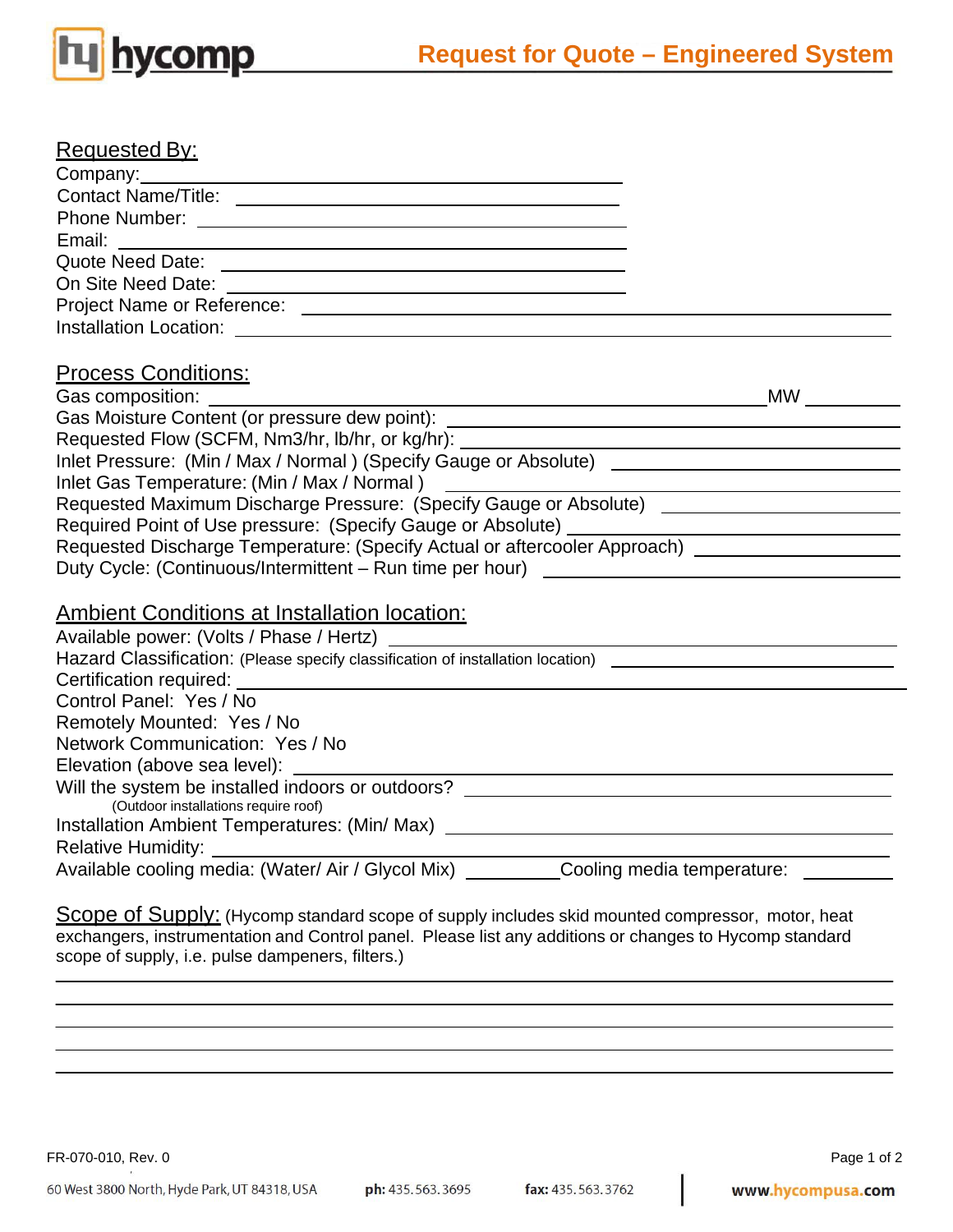hycomp

# Request for Quote – Engineered System

## Requested By:

Company: ____________________

Contact Name/Title: ____________________

Phone Number: ____________________

Email: ____________________

Quote Need Date: ____________________

On Site Need Date: ____________________

Project Name or Reference: ____________________

Installation Location: ____________________

## Process Conditions:

Gas composition: ____________________ MW __________

Gas Moisture Content (or pressure dew point): ____________________

Requested Flow (SCFM, Nm3/hr, lb/hr, or kg/hr): ____________________

Inlet Pressure: (Min / Max / Normal ) (Specify Gauge or Absolute) ____________________

Inlet Gas Temperature: (Min / Max / Normal ) ____________________

Requested Maximum Discharge Pressure: (Specify Gauge or Absolute) ____________________

Required Point of Use pressure: (Specify Gauge or Absolute) ____________________

Requested Discharge Temperature: (Specify Actual or aftercooler Approach) ____________________

Duty Cycle: (Continuous/Intermittent – Run time per hour) ____________________

## Ambient Conditions at Installation location:

Available power: (Volts / Phase / Hertz) ____________________

Hazard Classification: (Please specify classification of installation location) ____________________

Certification required: ____________________

Control Panel: Yes / No

Remotely Mounted: Yes / No

Network Communication: Yes / No

Elevation (above sea level): ____________________

Will the system be installed indoors or outdoors? ____________________
(Outdoor installations require roof)

Installation Ambient Temperatures: (Min/ Max) ____________________

Relative Humidity: ____________________

Available cooling media: (Water/ Air / Glycol Mix) __________ Cooling media temperature: __________

## Scope of Supply:

(Hycomp standard scope of supply includes skid mounted compressor, motor, heat exchangers, instrumentation and Control panel. Please list any additions or changes to Hycomp standard scope of supply, i.e. pulse dampeners, filters.)

____________________

____________________

____________________

____________________

____________________

FR-070-010, Rev. 0

60 West 3800 North, Hyde Park, UT 84318, USA ph: 435.563.3695 fax: 435.563.3762 www.hycompusa.com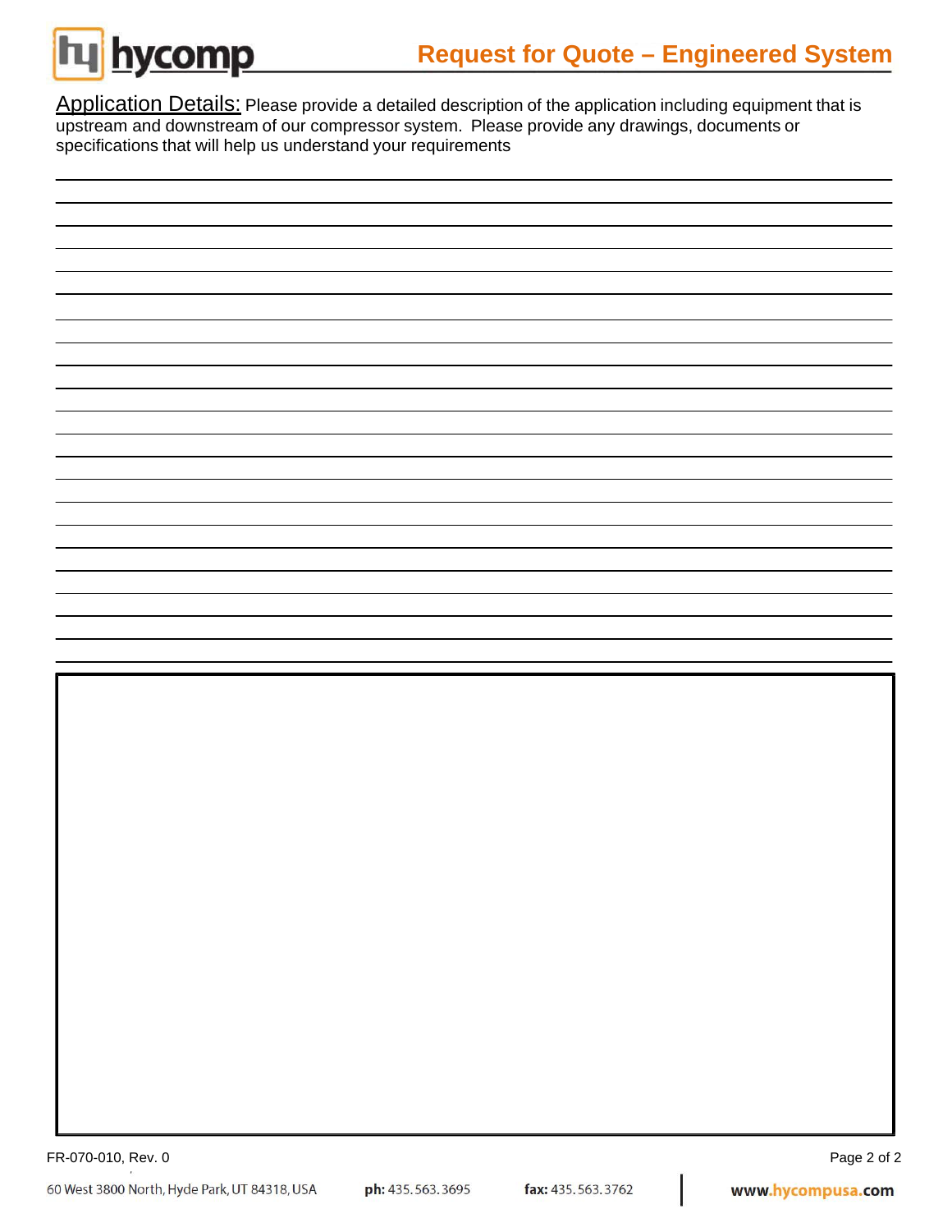# Request for Quote – Engineered System

Application Details: Please provide a detailed description of the application including equipment that is upstream and downstream of our compressor system. Please provide any drawings, documents or specifications that will help us understand your requirements

FR-070-010, Rev. 0

60 West 3800 North, Hyde Park, UT 84318, USA ph: 435.563.3695 fax: 435.563.3762 www.hycompusa.com